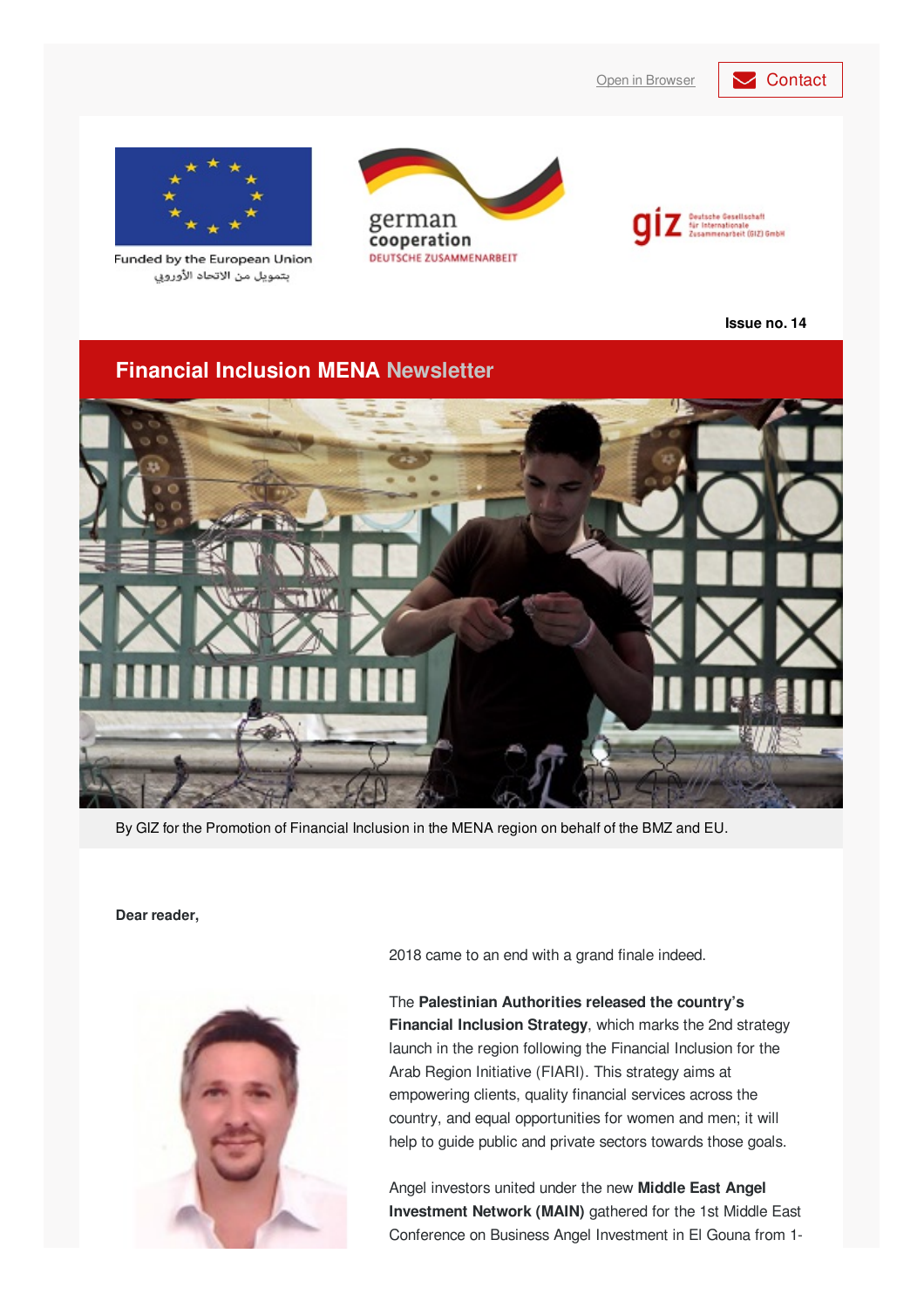Open in Browser | Contact

Funded by the European Union
بتمويل من الاتحاد الأوروبي

german cooperation
DEUTSCHE ZUSAMMENARBEIT

giz Deutsche Gesellschaft für Internationale Zusammenarbeit (GIZ) GmbH

**Issue no. 14**

# Financial Inclusion MENA Newsletter

By GIZ for the Promotion of Financial Inclusion in the MENA region on behalf of the BMZ and EU.

**Dear reader,**

2018 came to an end with a grand finale indeed.

The **Palestinian Authorities released the country's Financial Inclusion Strategy**, which marks the 2nd strategy launch in the region following the Financial Inclusion for the Arab Region Initiative (FIARI). This strategy aims at empowering clients, quality financial services across the country, and equal opportunities for women and men; it will help to guide public and private sectors towards those goals.

Angel investors united under the new **Middle East Angel Investment Network (MAIN)** gathered for the 1st Middle East Conference on Business Angel Investment in El Gouna from 1-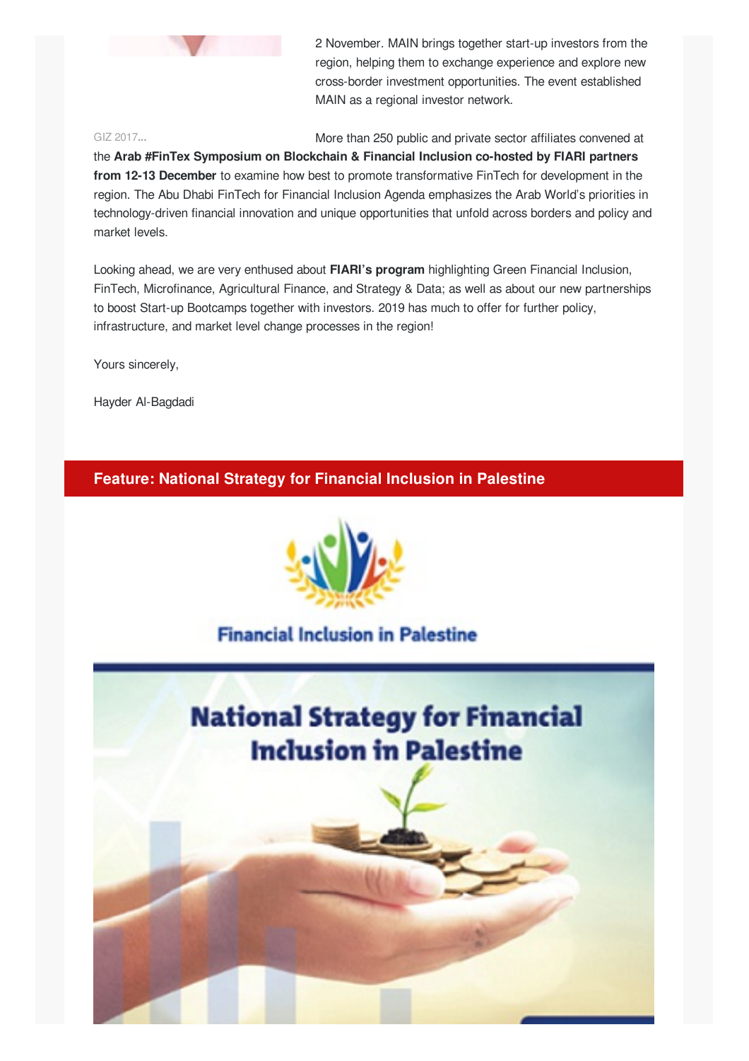2 November. MAIN brings together start-up investors from the region, helping them to exchange experience and explore new cross-border investment opportunities. The event established MAIN as a regional investor network.

GIZ 2017...

More than 250 public and private sector affiliates convened at the **Arab #FinTex Symposium on Blockchain & Financial Inclusion co-hosted by FIARI partners from 12-13 December** to examine how best to promote transformative FinTech for development in the region. The Abu Dhabi FinTech for Financial Inclusion Agenda emphasizes the Arab World's priorities in technology-driven financial innovation and unique opportunities that unfold across borders and policy and market levels.

Looking ahead, we are very enthused about **FIARI's program** highlighting Green Financial Inclusion, FinTech, Microfinance, Agricultural Finance, and Strategy & Data; as well as about our new partnerships to boost Start-up Bootcamps together with investors. 2019 has much to offer for further policy, infrastructure, and market level change processes in the region!

Yours sincerely,

Hayder Al-Bagdadi

## Feature: National Strategy for Financial Inclusion in Palestine

Financial Inclusion in Palestine

National Strategy for Financial Inclusion in Palestine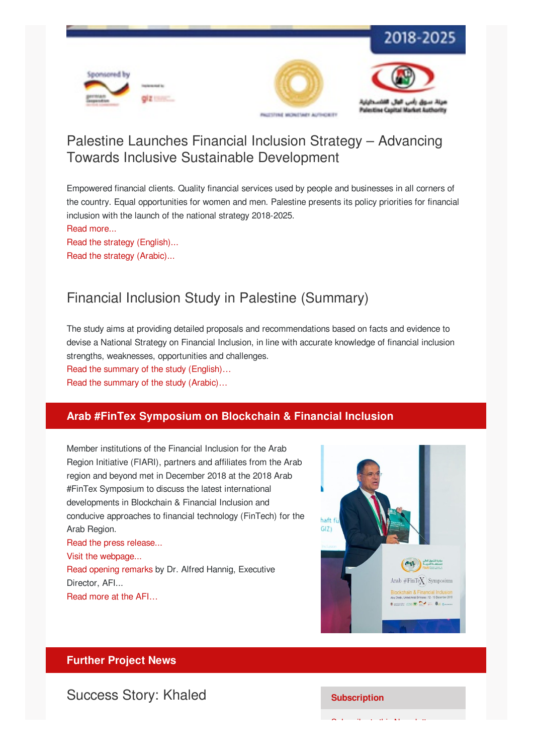## Palestine Launches Financial Inclusion Strategy – Advancing Towards Inclusive Sustainable Development

Empowered financial clients. Quality financial services used by people and businesses in all corners of the country. Equal opportunities for women and men. Palestine presents its policy priorities for financial inclusion with the launch of the national strategy 2018-2025.

Read more...

Read the strategy (English)...

Read the strategy (Arabic)...

## Financial Inclusion Study in Palestine (Summary)

The study aims at providing detailed proposals and recommendations based on facts and evidence to devise a National Strategy on Financial Inclusion, in line with accurate knowledge of financial inclusion strengths, weaknesses, opportunities and challenges.

Read the summary of the study (English)…

Read the summary of the study (Arabic)…

## Arab #FinTex Symposium on Blockchain & Financial Inclusion

Member institutions of the Financial Inclusion for the Arab Region Initiative (FIARI), partners and affiliates from the Arab region and beyond met in December 2018 at the 2018 Arab #FinTex Symposium to discuss the latest international developments in Blockchain & Financial Inclusion and conducive approaches to financial technology (FinTech) for the Arab Region.

Read the press release...

Visit the webpage...

Read opening remarks by Dr. Alfred Hannig, Executive Director, AFI...

Read more at the AFI…

## Further Project News

### Success Story: Khaled

**Subscription**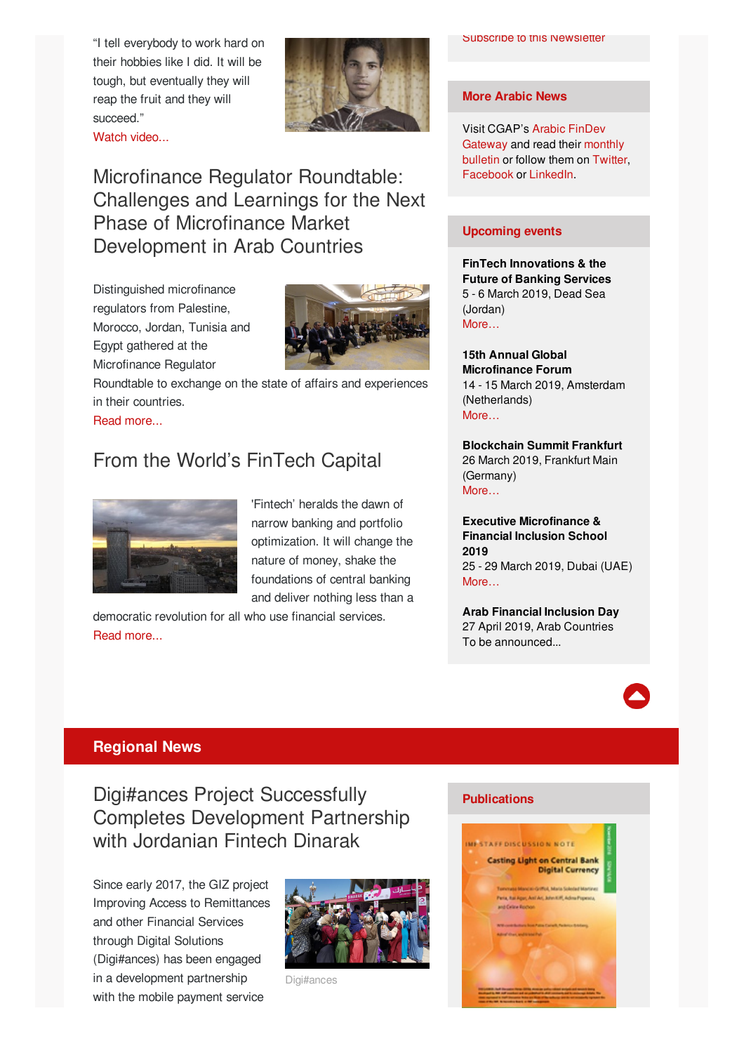"I tell everybody to work hard on their hobbies like I did. It will be tough, but eventually they will reap the fruit and they will succeed."
Watch video...

## Microfinance Regulator Roundtable: Challenges and Learnings for the Next Phase of Microfinance Market Development in Arab Countries

Distinguished microfinance regulators from Palestine, Morocco, Jordan, Tunisia and Egypt gathered at the Microfinance Regulator Roundtable to exchange on the state of affairs and experiences in their countries.
Read more...

## From the World's FinTech Capital

'Fintech' heralds the dawn of narrow banking and portfolio optimization. It will change the nature of money, shake the foundations of central banking and deliver nothing less than a democratic revolution for all who use financial services.
Read more...

Subscribe to this Newsletter

### More Arabic News

Visit CGAP's Arabic FinDev Gateway and read their monthly bulletin or follow them on Twitter, Facebook or LinkedIn.

### Upcoming events

**FinTech Innovations & the Future of Banking Services**
5 - 6 March 2019, Dead Sea (Jordan)
More…

**15th Annual Global Microfinance Forum**
14 - 15 March 2019, Amsterdam (Netherlands)
More…

**Blockchain Summit Frankfurt**
26 March 2019, Frankfurt Main (Germany)
More…

**Executive Microfinance & Financial Inclusion School 2019**
25 - 29 March 2019, Dubai (UAE)
More…

**Arab Financial Inclusion Day**
27 April 2019, Arab Countries
To be announced...

# Regional News

## Digi#ances Project Successfully Completes Development Partnership with Jordanian Fintech Dinarak

Since early 2017, the GIZ project Improving Access to Remittances and other Financial Services through Digital Solutions (Digi#ances) has been engaged in a development partnership with the mobile payment service

Digi#ances

### Publications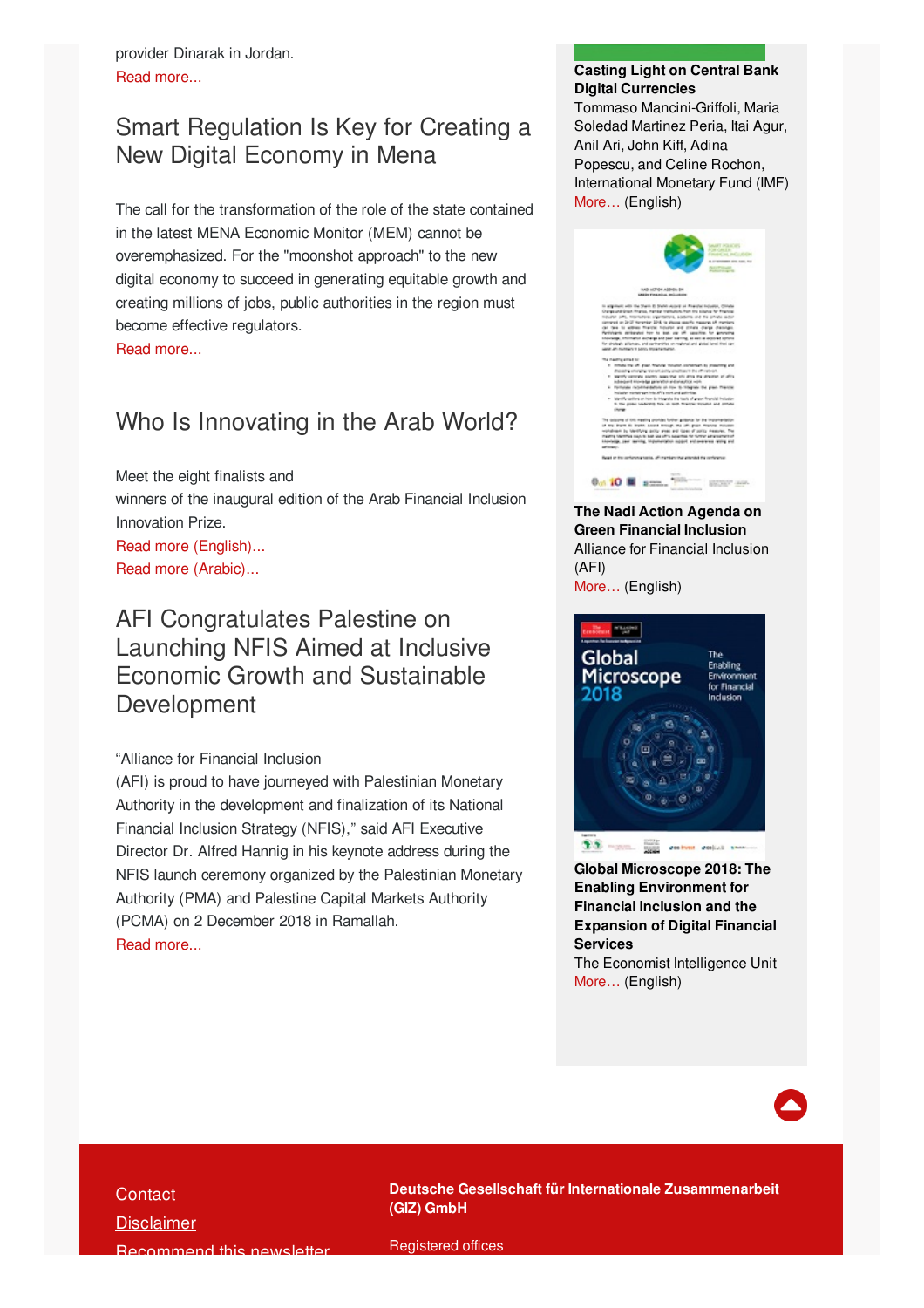provider Dinarak in Jordan.
Read more...

## Smart Regulation Is Key for Creating a New Digital Economy in Mena

The call for the transformation of the role of the state contained in the latest MENA Economic Monitor (MEM) cannot be overemphasized. For the "moonshot approach" to the new digital economy to succeed in generating equitable growth and creating millions of jobs, public authorities in the region must become effective regulators.
Read more...

## Who Is Innovating in the Arab World?

Meet the eight finalists and
winners of the inaugural edition of the Arab Financial Inclusion Innovation Prize.
Read more (English)...
Read more (Arabic)...

## AFI Congratulates Palestine on Launching NFIS Aimed at Inclusive Economic Growth and Sustainable Development

“Alliance for Financial Inclusion (AFI) is proud to have journeyed with Palestinian Monetary Authority in the development and finalization of its National Financial Inclusion Strategy (NFIS),” said AFI Executive Director Dr. Alfred Hannig in his keynote address during the NFIS launch ceremony organized by the Palestinian Monetary Authority (PMA) and Palestine Capital Markets Authority (PCMA) on 2 December 2018 in Ramallah.
Read more...

**Casting Light on Central Bank Digital Currencies**
Tommaso Mancini-Griffoli, Maria Soledad Martinez Peria, Itai Agur, Anil Ari, John Kiff, Adina Popescu, and Celine Rochon, International Monetary Fund (IMF)
More… (English)

**The Nadi Action Agenda on Green Financial Inclusion**
Alliance for Financial Inclusion (AFI)
More… (English)

**Global Microscope 2018: The Enabling Environment for Financial Inclusion and the Expansion of Digital Financial Services**
The Economist Intelligence Unit
More… (English)

Contact
Disclaimer
Recommend this newsletter

**Deutsche Gesellschaft für Internationale Zusammenarbeit (GIZ) GmbH**

Registered offices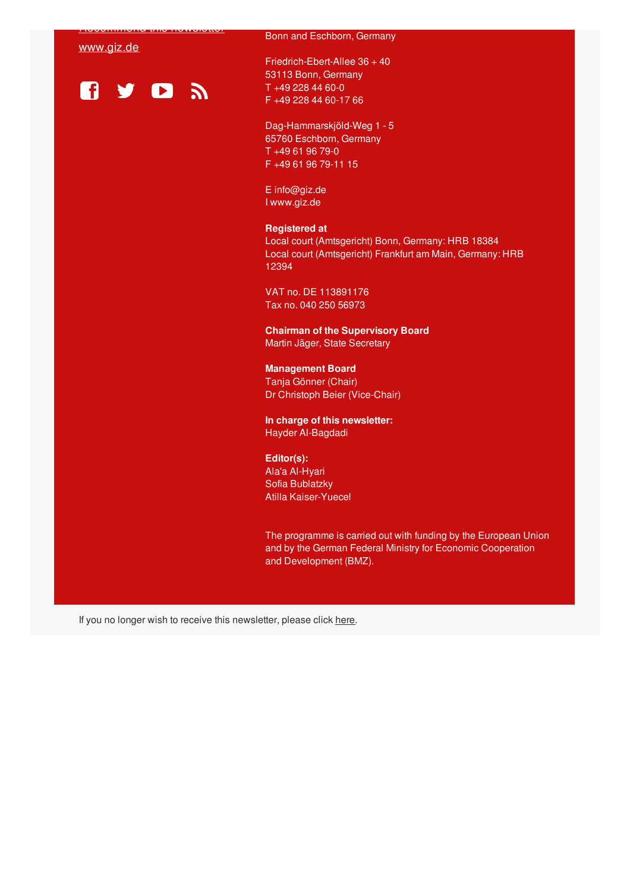Recommend this newsletter

www.giz.de

Bonn and Eschborn, Germany

Friedrich-Ebert-Allee 36 + 40
53113 Bonn, Germany
T +49 228 44 60-0
F +49 228 44 60-17 66

Dag-Hammarskjöld-Weg 1 - 5
65760 Eschborn, Germany
T +49 61 96 79-0
F +49 61 96 79-11 15

E info@giz.de
I www.giz.de

**Registered at**
Local court (Amtsgericht) Bonn, Germany: HRB 18384
Local court (Amtsgericht) Frankfurt am Main, Germany: HRB 12394

VAT no. DE 113891176
Tax no. 040 250 56973

**Chairman of the Supervisory Board**
Martin Jäger, State Secretary

**Management Board**
Tanja Gönner (Chair)
Dr Christoph Beier (Vice-Chair)

**In charge of this newsletter:**
Hayder Al-Bagdadi

**Editor(s):**
Ala'a Al-Hyari
Sofia Bublatzky
Atilla Kaiser-Yuecel

The programme is carried out with funding by the European Union and by the German Federal Ministry for Economic Cooperation and Development (BMZ).

If you no longer wish to receive this newsletter, please click here.